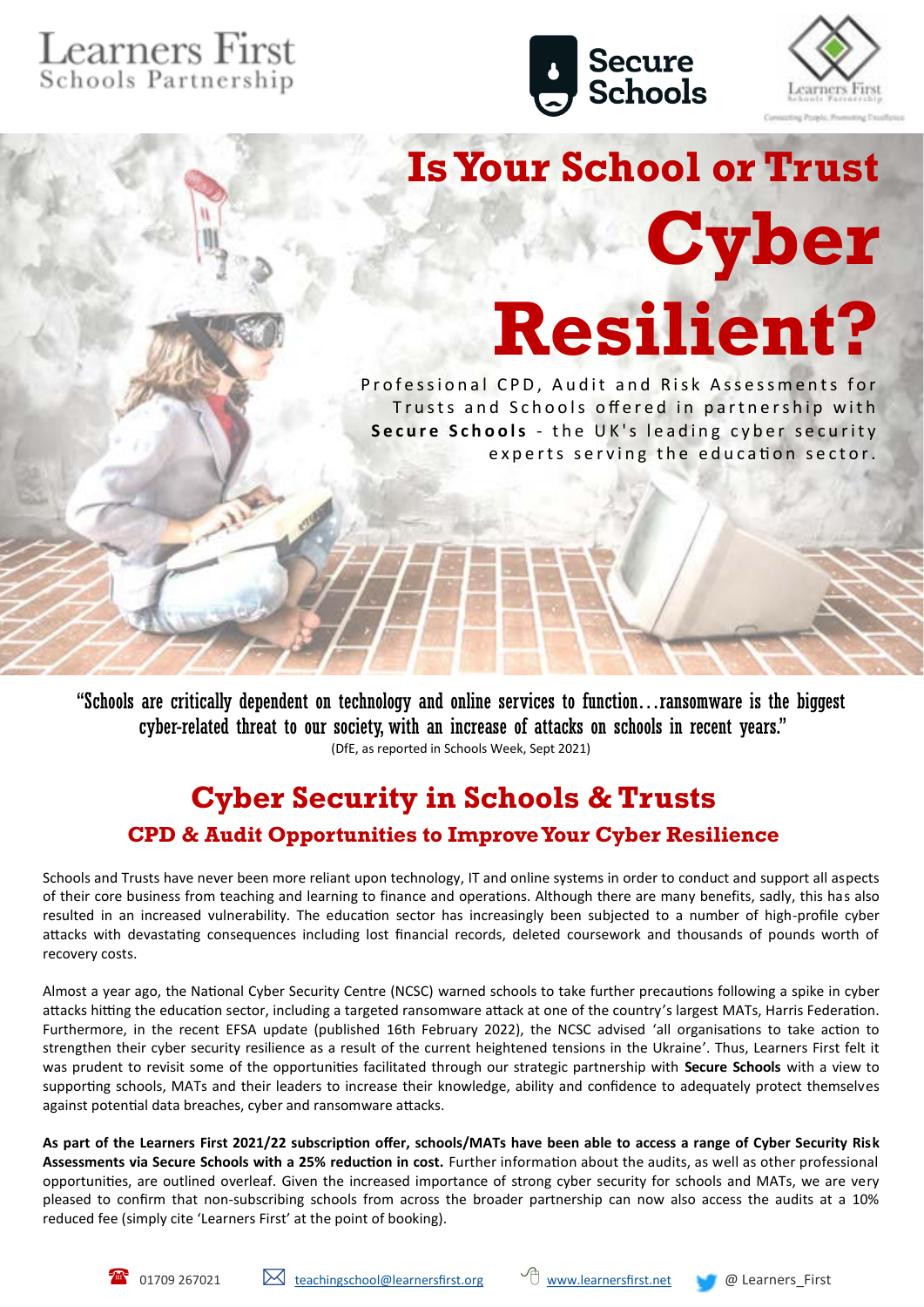Learners First
Schools Partnership

Secure Schools

# Is Your School or Trust Cyber Resilient?

Professional CPD, Audit and Risk Assessments for Trusts and Schools offered in partnership with **Secure Schools** - the UK's leading cyber security experts serving the education sector.

"Schools are critically dependent on technology and online services to function…ransomware is the biggest cyber-related threat to our society, with an increase of attacks on schools in recent years."
(DfE, as reported in Schools Week, Sept 2021)

## Cyber Security in Schools & Trusts

### CPD & Audit Opportunities to Improve Your Cyber Resilience

Schools and Trusts have never been more reliant upon technology, IT and online systems in order to conduct and support all aspects of their core business from teaching and learning to finance and operations. Although there are many benefits, sadly, this has also resulted in an increased vulnerability. The education sector has increasingly been subjected to a number of high-profile cyber attacks with devastating consequences including lost financial records, deleted coursework and thousands of pounds worth of recovery costs.

Almost a year ago, the National Cyber Security Centre (NCSC) warned schools to take further precautions following a spike in cyber attacks hitting the education sector, including a targeted ransomware attack at one of the country's largest MATs, Harris Federation. Furthermore, in the recent EFSA update (published 16th February 2022), the NCSC advised 'all organisations to take action to strengthen their cyber security resilience as a result of the current heightened tensions in the Ukraine'. Thus, Learners First felt it was prudent to revisit some of the opportunities facilitated through our strategic partnership with **Secure Schools** with a view to supporting schools, MATs and their leaders to increase their knowledge, ability and confidence to adequately protect themselves against potential data breaches, cyber and ransomware attacks.

**As part of the Learners First 2021/22 subscription offer, schools/MATs have been able to access a range of Cyber Security Risk Assessments via Secure Schools with a 25% reduction in cost.** Further information about the audits, as well as other professional opportunities, are outlined overleaf. Given the increased importance of strong cyber security for schools and MATs, we are very pleased to confirm that non-subscribing schools from across the broader partnership can now also access the audits at a 10% reduced fee (simply cite 'Learners First' at the point of booking).

01709 267021 | teachingschool@learnersfirst.org | www.learnersfirst.net | @ Learners_First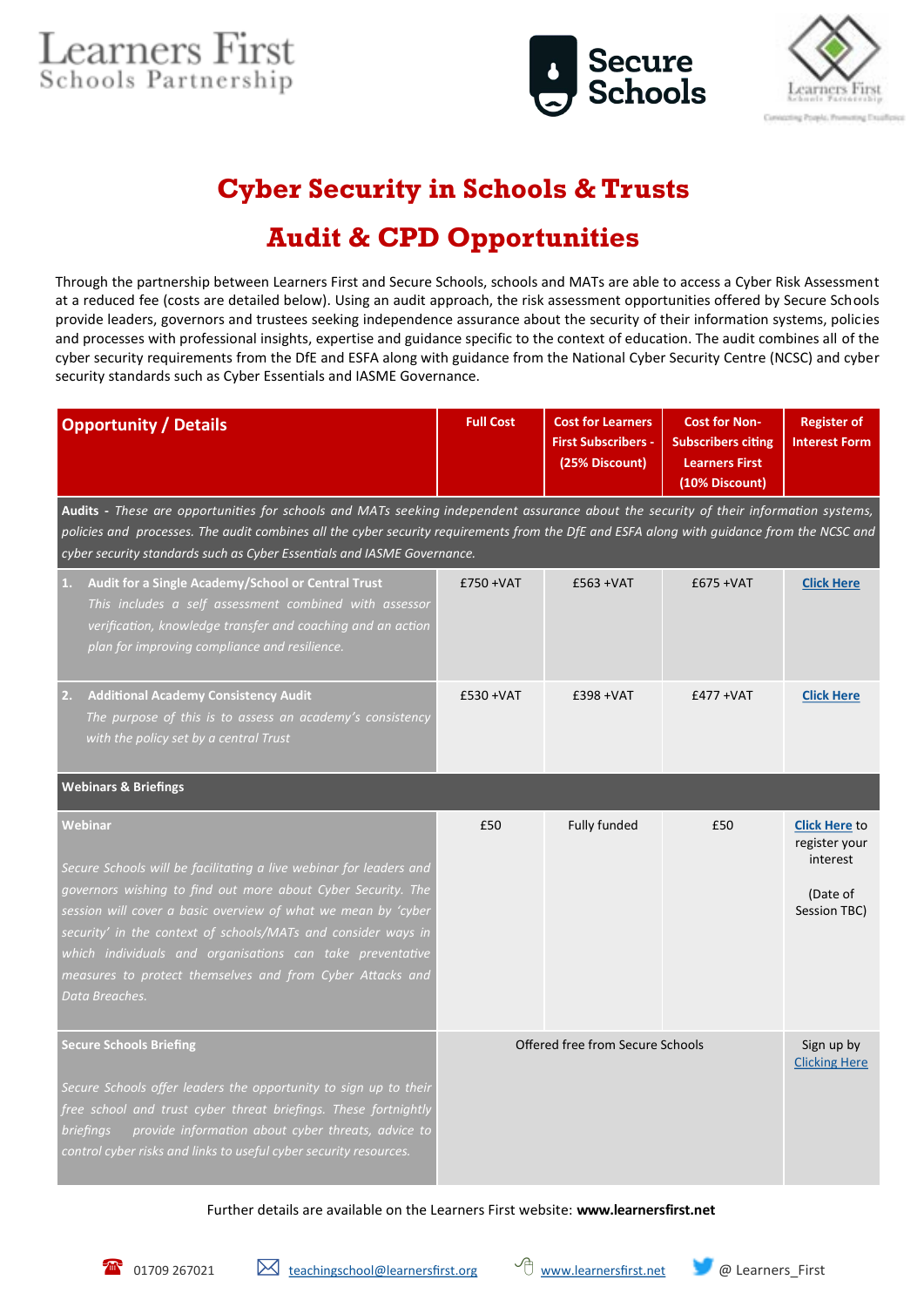Learners First
Schools Partnership

Secure Schools

# Cyber Security in Schools & Trusts

# Audit & CPD Opportunities

Through the partnership between Learners First and Secure Schools, schools and MATs are able to access a Cyber Risk Assessment at a reduced fee (costs are detailed below). Using an audit approach, the risk assessment opportunities offered by Secure Schools provide leaders, governors and trustees seeking independence assurance about the security of their information systems, policies and processes with professional insights, expertise and guidance specific to the context of education. The audit combines all of the cyber security requirements from the DfE and ESFA along with guidance from the National Cyber Security Centre (NCSC) and cyber security standards such as Cyber Essentials and IASME Governance.

| Opportunity / Details | Full Cost | Cost for Learners First Subscribers - (25% Discount) | Cost for Non-Subscribers citing Learners First (10% Discount) | Register of Interest Form |
|---|---|---|---|---|
| **Audits** - *These are opportunities for schools and MATs seeking independent assurance about the security of their information systems, policies and processes. The audit combines all the cyber security requirements from the DfE and ESFA along with guidance from the NCSC and cyber security standards such as Cyber Essentials and IASME Governance.* | | | | |
| **1. Audit for a Single Academy/School or Central Trust** *This includes a self assessment combined with assessor verification, knowledge transfer and coaching and an action plan for improving compliance and resilience.* | £750 +VAT | £563 +VAT | £675 +VAT | Click Here |
| **2. Additional Academy Consistency Audit** *The purpose of this is to assess an academy's consistency with the policy set by a central Trust* | £530 +VAT | £398 +VAT | £477 +VAT | Click Here |
| **Webinars & Briefings** | | | | |
| **Webinar** *Secure Schools will be facilitating a live webinar for leaders and governors wishing to find out more about Cyber Security. The session will cover a basic overview of what we mean by 'cyber security' in the context of schools/MATs and consider ways in which individuals and organisations can take preventative measures to protect themselves and from Cyber Attacks and Data Breaches.* | £50 | Fully funded | £50 | Click Here to register your interest (Date of Session TBC) |
| **Secure Schools Briefing** *Secure Schools offer leaders the opportunity to sign up to their free school and trust cyber threat briefings. These fortnightly briefings provide information about cyber threats, advice to control cyber risks and links to useful cyber security resources.* | Offered free from Secure Schools | | | Sign up by Clicking Here |

Further details are available on the Learners First website: **www.learnersfirst.net**

01709 267021 | teachingschool@learnersfirst.org | www.learnersfirst.net | @ Learners_First